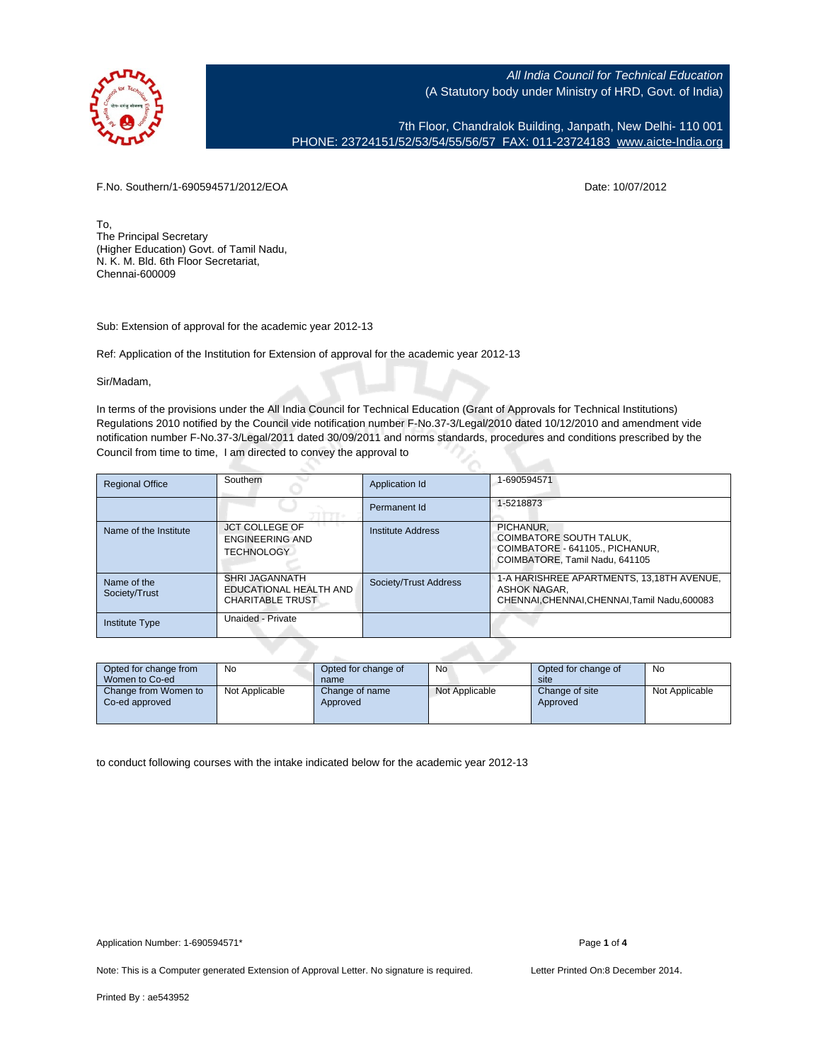*All India Council for Technical Education*
(A Statutory body under Ministry of HRD, Govt. of India)

7th Floor, Chandralok Building, Janpath, New Delhi- 110 001
PHONE: 23724151/52/53/54/55/56/57 FAX: 011-23724183 www.aicte-India.org

F.No. Southern/1-690594571/2012/EOA

Date: 10/07/2012

To,
The Principal Secretary
(Higher Education) Govt. of Tamil Nadu,
N. K. M. Bld. 6th Floor Secretariat,
Chennai-600009

Sub: Extension of approval for the academic year 2012-13

Ref: Application of the Institution for Extension of approval for the academic year 2012-13

Sir/Madam,

In terms of the provisions under the All India Council for Technical Education (Grant of Approvals for Technical Institutions) Regulations 2010 notified by the Council vide notification number F-No.37-3/Legal/2010 dated 10/12/2010 and amendment vide notification number F-No.37-3/Legal/2011 dated 30/09/2011 and norms standards, procedures and conditions prescribed by the Council from time to time, I am directed to convey the approval to

| Regional Office | Southern | Application Id | 1-690594571 |
|---|---|---|---|
| | | Permanent Id | 1-5218873 |
| Name of the Institute | JCT COLLEGE OF ENGINEERING AND TECHNOLOGY | Institute Address | PICHANUR, COIMBATORE SOUTH TALUK, COIMBATORE - 641105., PICHANUR, COIMBATORE, Tamil Nadu, 641105 |
| Name of the Society/Trust | SHRI JAGANNATH EDUCATIONAL HEALTH AND CHARITABLE TRUST | Society/Trust Address | 1-A HARISHREE APARTMENTS, 13,18TH AVENUE, ASHOK NAGAR, CHENNAI,CHENNAI,CHENNAI,Tamil Nadu,600083 |
| Institute Type | Unaided - Private | | |

| Opted for change from Women to Co-ed | No | Opted for change of name | No | Opted for change of site | No |
|---|---|---|---|---|---|
| Change from Women to Co-ed approved | Not Applicable | Change of name Approved | Not Applicable | Change of site Approved | Not Applicable |

to conduct following courses with the intake indicated below for the academic year 2012-13

Application Number: 1-690594571*

Note: This is a Computer generated Extension of Approval Letter. No signature is required.

Letter Printed On:8 December 2014.

Printed By : ae543952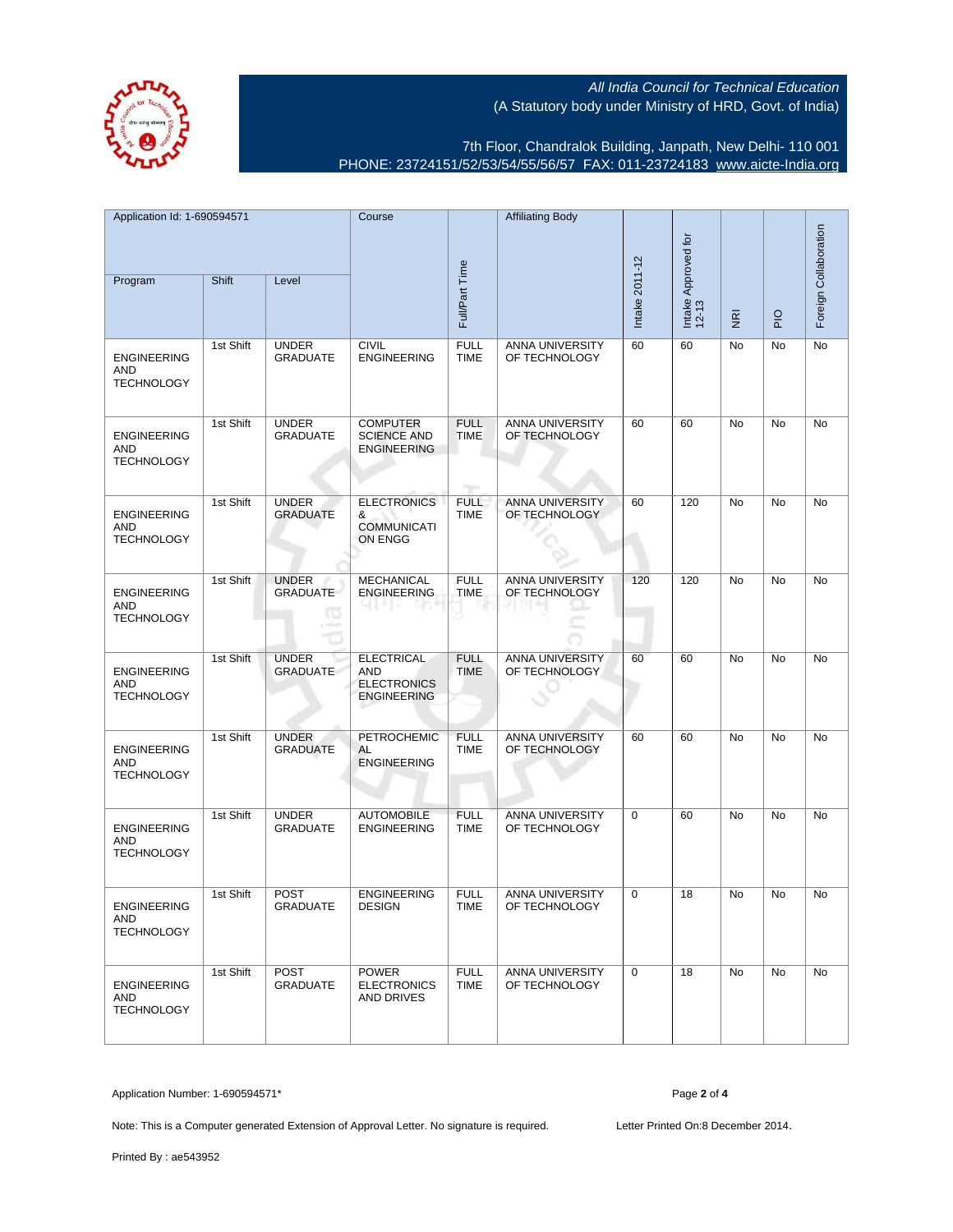All India Council for Technical Education
(A Statutory body under Ministry of HRD, Govt. of India)

7th Floor, Chandralok Building, Janpath, New Delhi- 110 001
PHONE: 23724151/52/53/54/55/56/57 FAX: 011-23724183 www.aicte-India.org

| Application Id: 1-690594571 | | | Course | Full/Part Time | Affiliating Body | Intake 2011-12 | Intake Approved for 12-13 | NRI | PIO | Foreign Collaboration |
|---|---|---|---|---|---|---|---|---|---|---|
| Program | Shift | Level | | | | | | | | |
| ENGINEERING AND TECHNOLOGY | 1st Shift | UNDER GRADUATE | CIVIL ENGINEERING | FULL TIME | ANNA UNIVERSITY OF TECHNOLOGY | 60 | 60 | No | No | No |
| ENGINEERING AND TECHNOLOGY | 1st Shift | UNDER GRADUATE | COMPUTER SCIENCE AND ENGINEERING | FULL TIME | ANNA UNIVERSITY OF TECHNOLOGY | 60 | 60 | No | No | No |
| ENGINEERING AND TECHNOLOGY | 1st Shift | UNDER GRADUATE | ELECTRONICS & COMMUNICATION ENGG | FULL TIME | ANNA UNIVERSITY OF TECHNOLOGY | 60 | 120 | No | No | No |
| ENGINEERING AND TECHNOLOGY | 1st Shift | UNDER GRADUATE | MECHANICAL ENGINEERING | FULL TIME | ANNA UNIVERSITY OF TECHNOLOGY | 120 | 120 | No | No | No |
| ENGINEERING AND TECHNOLOGY | 1st Shift | UNDER GRADUATE | ELECTRICAL AND ELECTRONICS ENGINEERING | FULL TIME | ANNA UNIVERSITY OF TECHNOLOGY | 60 | 60 | No | No | No |
| ENGINEERING AND TECHNOLOGY | 1st Shift | UNDER GRADUATE | PETROCHEMICAL ENGINEERING | FULL TIME | ANNA UNIVERSITY OF TECHNOLOGY | 60 | 60 | No | No | No |
| ENGINEERING AND TECHNOLOGY | 1st Shift | UNDER GRADUATE | AUTOMOBILE ENGINEERING | FULL TIME | ANNA UNIVERSITY OF TECHNOLOGY | 0 | 60 | No | No | No |
| ENGINEERING AND TECHNOLOGY | 1st Shift | POST GRADUATE | ENGINEERING DESIGN | FULL TIME | ANNA UNIVERSITY OF TECHNOLOGY | 0 | 18 | No | No | No |
| ENGINEERING AND TECHNOLOGY | 1st Shift | POST GRADUATE | POWER ELECTRONICS AND DRIVES | FULL TIME | ANNA UNIVERSITY OF TECHNOLOGY | 0 | 18 | No | No | No |

Application Number: 1-690594571*

Note: This is a Computer generated Extension of Approval Letter. No signature is required.

Letter Printed On:8 December 2014.

Printed By : ae543952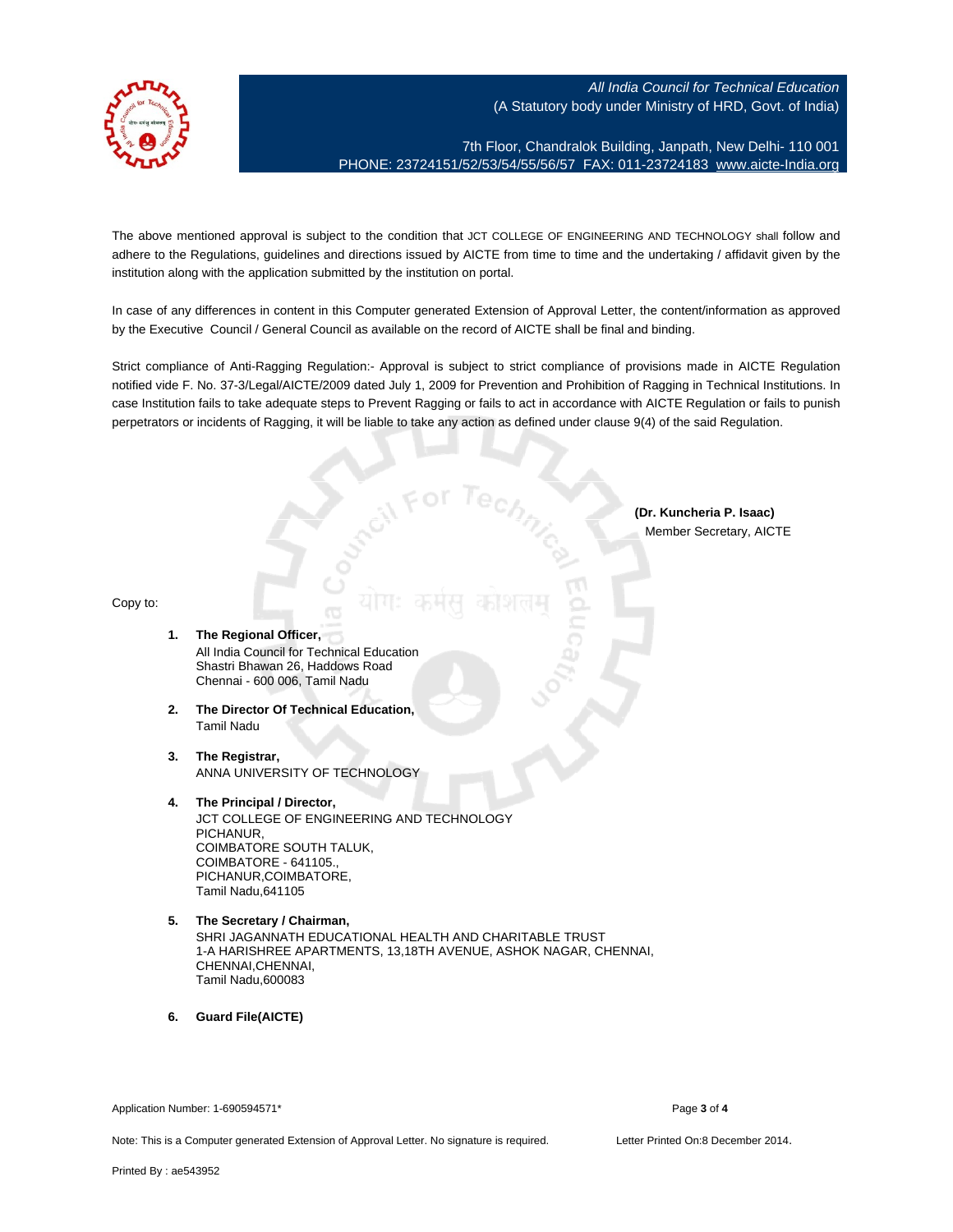All India Council for Technical Education
(A Statutory body under Ministry of HRD, Govt. of India)

7th Floor, Chandralok Building, Janpath, New Delhi- 110 001
PHONE: 23724151/52/53/54/55/56/57 FAX: 011-23724183 www.aicte-India.org

The above mentioned approval is subject to the condition that JCT COLLEGE OF ENGINEERING AND TECHNOLOGY shall follow and adhere to the Regulations, guidelines and directions issued by AICTE from time to time and the undertaking / affidavit given by the institution along with the application submitted by the institution on portal.

In case of any differences in content in this Computer generated Extension of Approval Letter, the content/information as approved by the Executive Council / General Council as available on the record of AICTE shall be final and binding.

Strict compliance of Anti-Ragging Regulation:- Approval is subject to strict compliance of provisions made in AICTE Regulation notified vide F. No. 37-3/Legal/AICTE/2009 dated July 1, 2009 for Prevention and Prohibition of Ragging in Technical Institutions. In case Institution fails to take adequate steps to Prevent Ragging or fails to act in accordance with AICTE Regulation or fails to punish perpetrators or incidents of Ragging, it will be liable to take any action as defined under clause 9(4) of the said Regulation.

**(Dr. Kuncheria P. Isaac)**
Member Secretary, AICTE

Copy to:

1. **The Regional Officer,**
   All India Council for Technical Education
   Shastri Bhawan 26, Haddows Road
   Chennai - 600 006, Tamil Nadu

2. **The Director Of Technical Education,**
   Tamil Nadu

3. **The Registrar,**
   ANNA UNIVERSITY OF TECHNOLOGY

4. **The Principal / Director,**
   JCT COLLEGE OF ENGINEERING AND TECHNOLOGY
   PICHANUR,
   COIMBATORE SOUTH TALUK,
   COIMBATORE - 641105.,
   PICHANUR,COIMBATORE,
   Tamil Nadu,641105

5. **The Secretary / Chairman,**
   SHRI JAGANNATH EDUCATIONAL HEALTH AND CHARITABLE TRUST
   1-A HARISHREE APARTMENTS, 13,18TH AVENUE, ASHOK NAGAR, CHENNAI,
   CHENNAI,CHENNAI,
   Tamil Nadu,600083

6. **Guard File(AICTE)**

Application Number: 1-690594571*

Note: This is a Computer generated Extension of Approval Letter. No signature is required. Letter Printed On:8 December 2014.

Printed By : ae543952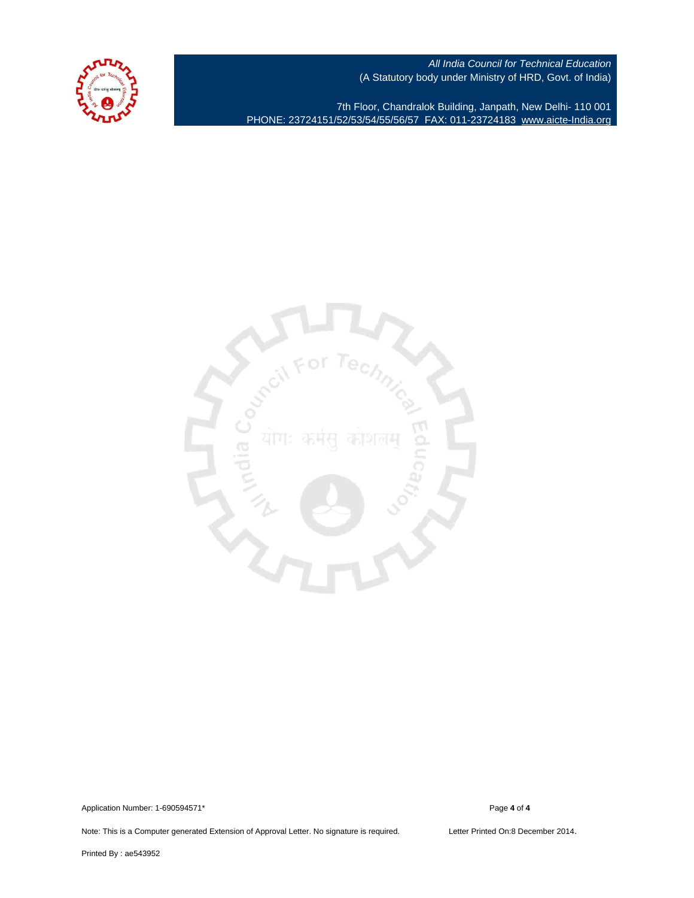*All India Council for Technical Education*
(A Statutory body under Ministry of HRD, Govt. of India)

7th Floor, Chandralok Building, Janpath, New Delhi- 110 001
PHONE: 23724151/52/53/54/55/56/57 FAX: 011-23724183 www.aicte-India.org

Application Number: 1-690594571*

Note: This is a Computer generated Extension of Approval Letter. No signature is required.

Letter Printed On:8 December 2014.

Printed By : ae543952